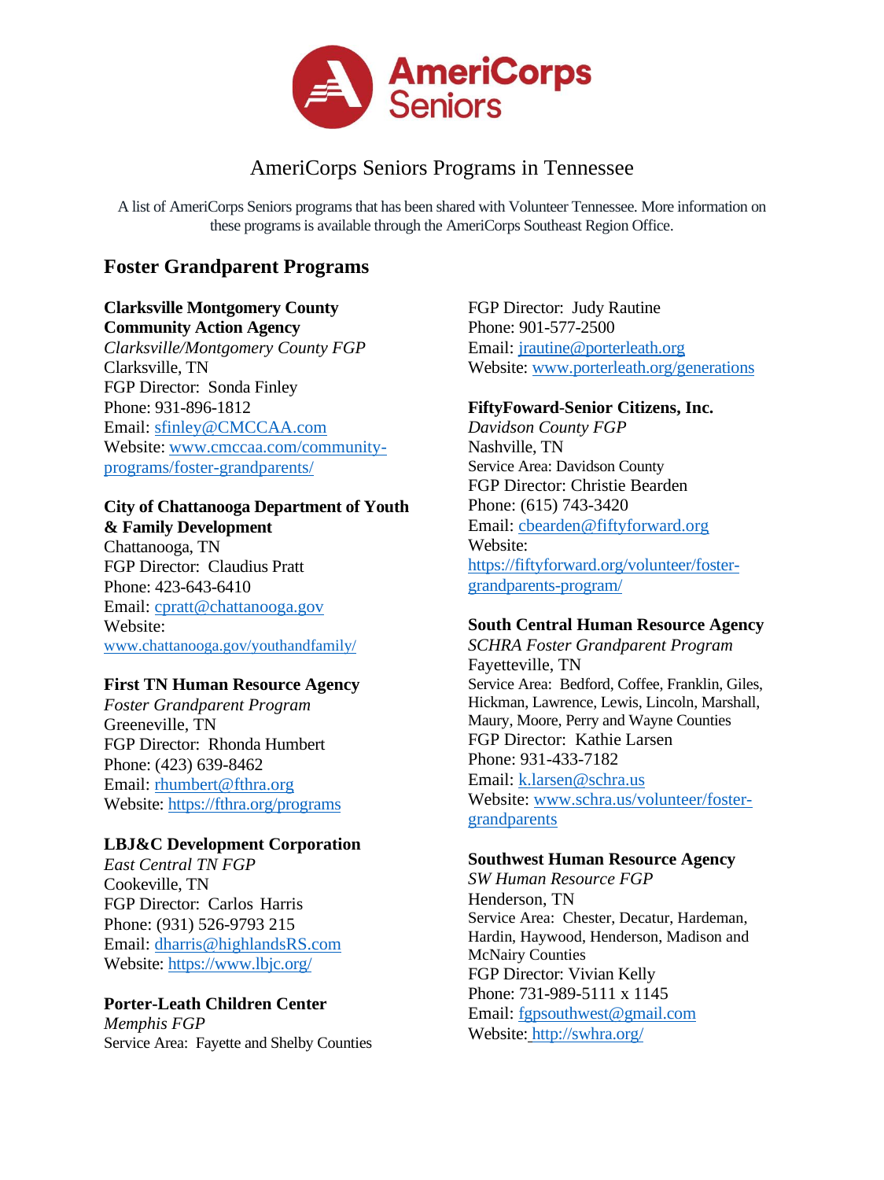# AmeriCorps Seniors Programs in Tennessee

A list of AmeriCorps Seniors programs that has been shared with Volunteer Tennessee. More information on these programs is available through the AmeriCorps Southeast Region Office.

## Foster Grandparent Programs

**Clarksville Montgomery County Community Action Agency**
*Clarksville/Montgomery County FGP*
Clarksville, TN
FGP Director: Sonda Finley
Phone: 931-896-1812
Email: sfinley@CMCCAA.com
Website: www.cmccaa.com/community-programs/foster-grandparents/

**City of Chattanooga Department of Youth & Family Development**
Chattanooga, TN
FGP Director: Claudius Pratt
Phone: 423-643-6410
Email: cpratt@chattanooga.gov
Website: www.chattanooga.gov/youthandfamily/

**First TN Human Resource Agency**
*Foster Grandparent Program*
Greeneville, TN
FGP Director: Rhonda Humbert
Phone: (423) 639-8462
Email: rhumbert@fthra.org
Website: https://fthra.org/programs

**LBJ&C Development Corporation**
*East Central TN FGP*
Cookeville, TN
FGP Director: Carlos Harris
Phone: (931) 526-9793 215
Email: dharris@highlandsRS.com
Website: https://www.lbjc.org/

**Porter-Leath Children Center**
*Memphis FGP*
Service Area: Fayette and Shelby Counties
FGP Director: Judy Rautine
Phone: 901-577-2500
Email: jrautine@porterleath.org
Website: www.porterleath.org/generations

**FiftyFoward-Senior Citizens, Inc.**
*Davidson County FGP*
Nashville, TN
Service Area: Davidson County
FGP Director: Christie Bearden
Phone: (615) 743-3420
Email: cbearden@fiftyforward.org
Website: https://fiftyforward.org/volunteer/foster-grandparents-program/

**South Central Human Resource Agency**
*SCHRA Foster Grandparent Program*
Fayetteville, TN
Service Area: Bedford, Coffee, Franklin, Giles, Hickman, Lawrence, Lewis, Lincoln, Marshall, Maury, Moore, Perry and Wayne Counties
FGP Director: Kathie Larsen
Phone: 931-433-7182
Email: k.larsen@schra.us
Website: www.schra.us/volunteer/foster-grandparents

**Southwest Human Resource Agency**
*SW Human Resource FGP*
Henderson, TN
Service Area: Chester, Decatur, Hardeman, Hardin, Haywood, Henderson, Madison and McNairy Counties
FGP Director: Vivian Kelly
Phone: 731-989-5111 x 1145
Email: fgpsouthwest@gmail.com
Website: http://swhra.org/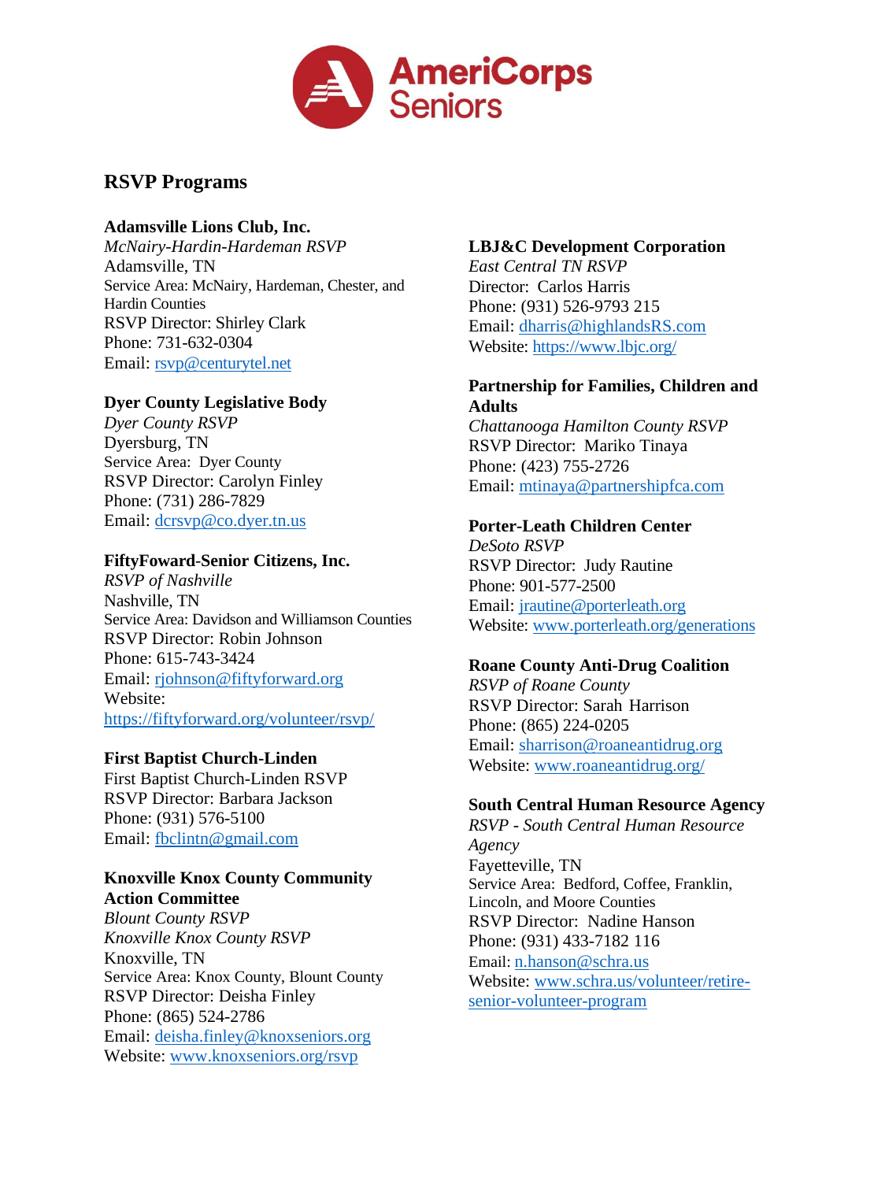## RSVP Programs

**Adamsville Lions Club, Inc.**
*McNairy-Hardin-Hardeman RSVP*
Adamsville, TN
Service Area: McNairy, Hardeman, Chester, and Hardin Counties
RSVP Director: Shirley Clark
Phone: 731-632-0304
Email: rsvp@centurytel.net

**Dyer County Legislative Body**
*Dyer County RSVP*
Dyersburg, TN
Service Area: Dyer County
RSVP Director: Carolyn Finley
Phone: (731) 286-7829
Email: dcrsvp@co.dyer.tn.us

**FiftyFoward-Senior Citizens, Inc.**
*RSVP of Nashville*
Nashville, TN
Service Area: Davidson and Williamson Counties
RSVP Director: Robin Johnson
Phone: 615-743-3424
Email: rjohnson@fiftyforward.org
Website: https://fiftyforward.org/volunteer/rsvp/

**First Baptist Church-Linden**
First Baptist Church-Linden RSVP
RSVP Director: Barbara Jackson
Phone: (931) 576-5100
Email: fbclintn@gmail.com

**Knoxville Knox County Community Action Committee**
*Blount County RSVP*
*Knoxville Knox County RSVP*
Knoxville, TN
Service Area: Knox County, Blount County
RSVP Director: Deisha Finley
Phone: (865) 524-2786
Email: deisha.finley@knoxseniors.org
Website: www.knoxseniors.org/rsvp

**LBJ&C Development Corporation**
*East Central TN RSVP*
Director: Carlos Harris
Phone: (931) 526-9793 215
Email: dharris@highlandsRS.com
Website: https://www.lbjc.org/

**Partnership for Families, Children and Adults**
*Chattanooga Hamilton County RSVP*
RSVP Director: Mariko Tinaya
Phone: (423) 755-2726
Email: mtinaya@partnershipfca.com

**Porter-Leath Children Center**
*DeSoto RSVP*
RSVP Director: Judy Rautine
Phone: 901-577-2500
Email: jrautine@porterleath.org
Website: www.porterleath.org/generations

**Roane County Anti-Drug Coalition**
*RSVP of Roane County*
RSVP Director: Sarah Harrison
Phone: (865) 224-0205
Email: sharrison@roaneantidrug.org
Website: www.roaneantidrug.org/

**South Central Human Resource Agency**
*RSVP - South Central Human Resource Agency*
Fayetteville, TN
Service Area: Bedford, Coffee, Franklin, Lincoln, and Moore Counties
RSVP Director: Nadine Hanson
Phone: (931) 433-7182 116
Email: n.hanson@schra.us
Website: www.schra.us/volunteer/retire-senior-volunteer-program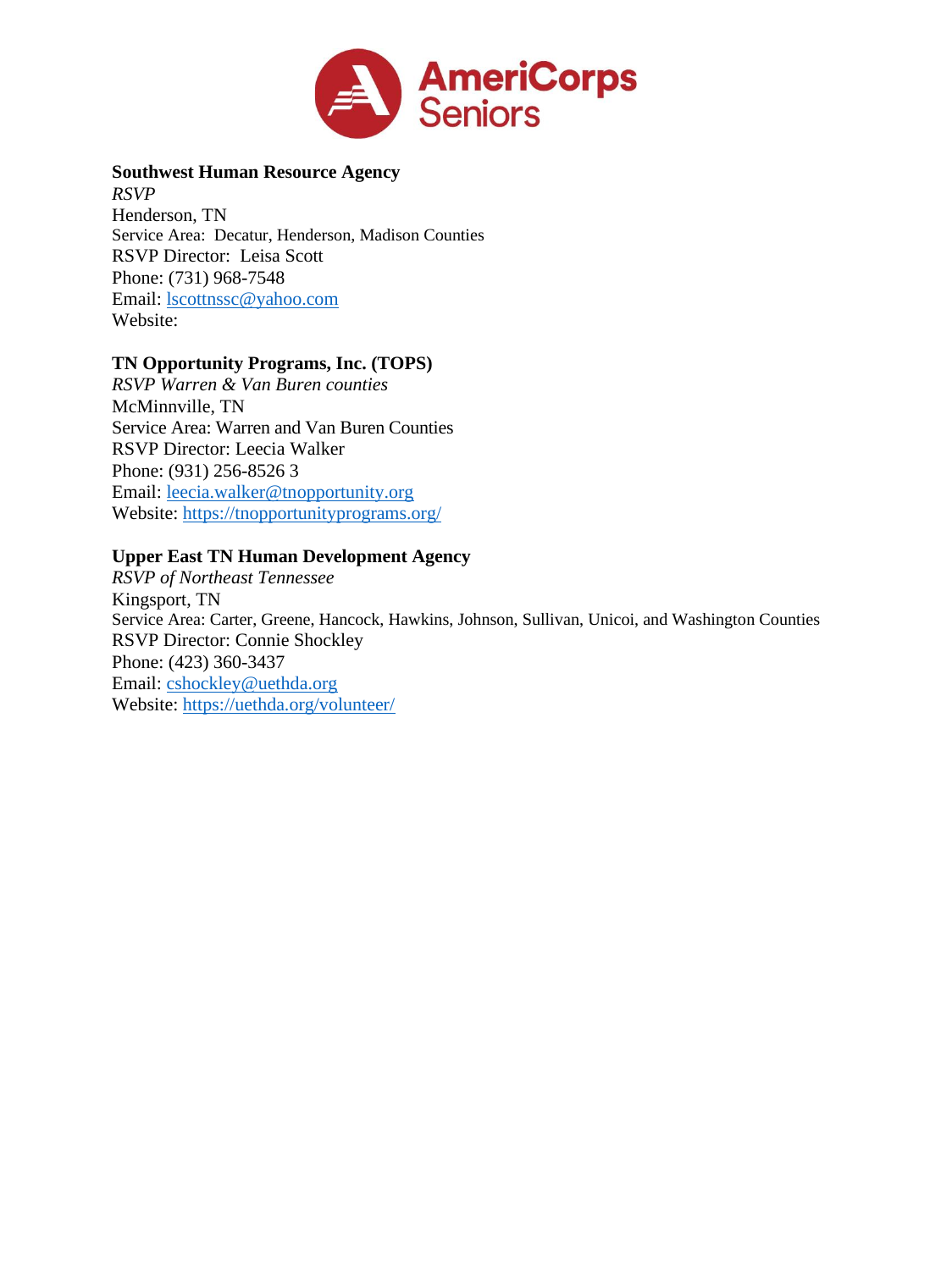**Southwest Human Resource Agency**
*RSVP*
Henderson, TN
Service Area: Decatur, Henderson, Madison Counties
RSVP Director: Leisa Scott
Phone: (731) 968-7548
Email: lscottnssc@yahoo.com
Website:

**TN Opportunity Programs, Inc. (TOPS)**
*RSVP Warren & Van Buren counties*
McMinnville, TN
Service Area: Warren and Van Buren Counties
RSVP Director: Leecia Walker
Phone: (931) 256-8526 3
Email: leecia.walker@tnopportunity.org
Website: https://tnopportunityprograms.org/

**Upper East TN Human Development Agency**
*RSVP of Northeast Tennessee*
Kingsport, TN
Service Area: Carter, Greene, Hancock, Hawkins, Johnson, Sullivan, Unicoi, and Washington Counties
RSVP Director: Connie Shockley
Phone: (423) 360-3437
Email: cshockley@uethda.org
Website: https://uethda.org/volunteer/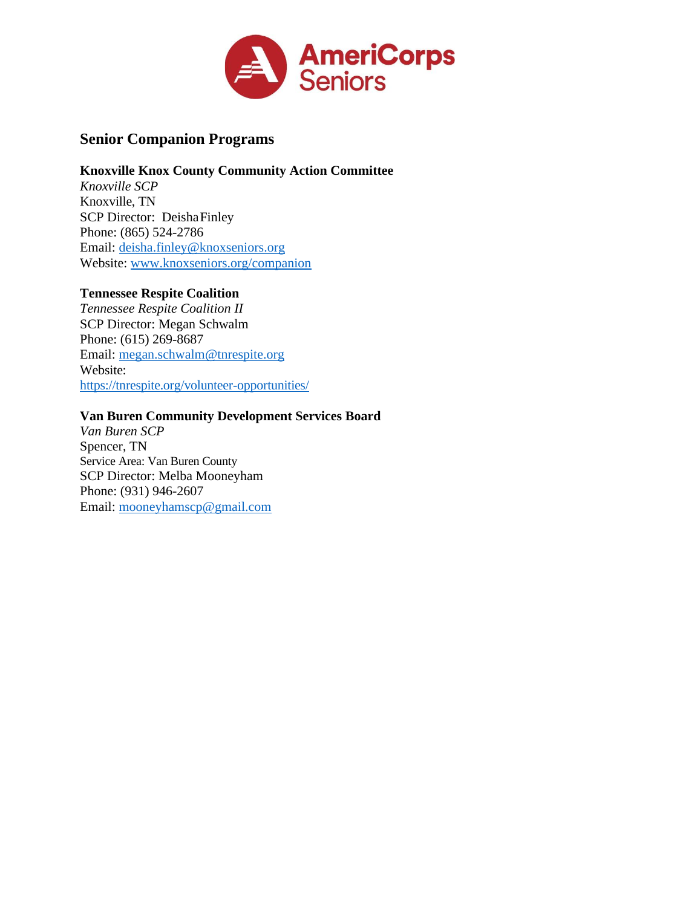## Senior Companion Programs

**Knoxville Knox County Community Action Committee**
*Knoxville SCP*
Knoxville, TN
SCP Director: Deisha Finley
Phone: (865) 524-2786
Email: deisha.finley@knoxseniors.org
Website: www.knoxseniors.org/companion

**Tennessee Respite Coalition**
*Tennessee Respite Coalition II*
SCP Director: Megan Schwalm
Phone: (615) 269-8687
Email: megan.schwalm@tnrespite.org
Website:
https://tnrespite.org/volunteer-opportunities/

**Van Buren Community Development Services Board**
*Van Buren SCP*
Spencer, TN
Service Area: Van Buren County
SCP Director: Melba Mooneyham
Phone: (931) 946-2607
Email: mooneyhamscp@gmail.com